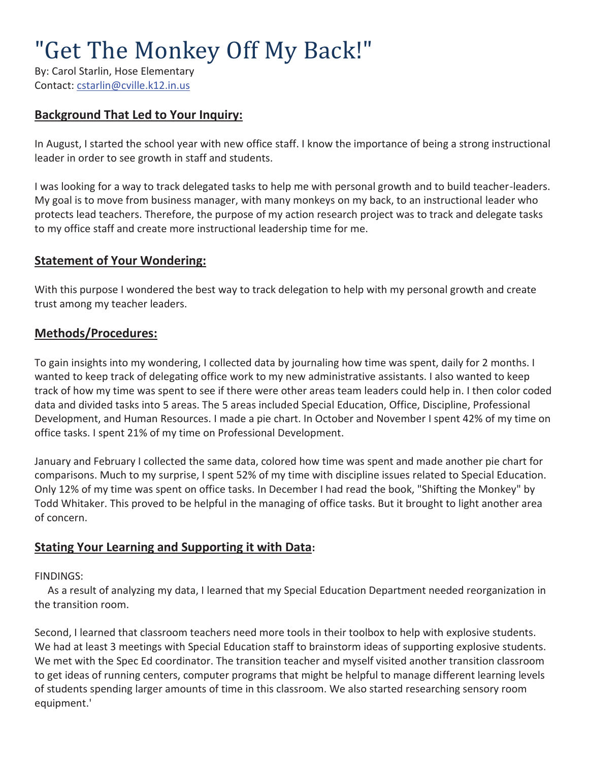# "Get The Monkey Off My Back!"

By: Carol Starlin, Hose Elementary
Contact: cstarlin@cville.k12.in.us

## Background That Led to Your Inquiry:

In August, I started the school year with new office staff. I know the importance of being a strong instructional leader in order to see growth in staff and students.

I was looking for a way to track delegated tasks to help me with personal growth and to build teacher-leaders. My goal is to move from business manager, with many monkeys on my back, to an instructional leader who protects lead teachers. Therefore, the purpose of my action research project was to track and delegate tasks to my office staff and create more instructional leadership time for me.

## Statement of Your Wondering:

With this purpose I wondered the best way to track delegation to help with my personal growth and create trust among my teacher leaders.

## Methods/Procedures:

To gain insights into my wondering, I collected data by journaling how time was spent, daily for 2 months. I wanted to keep track of delegating office work to my new administrative assistants. I also wanted to keep track of how my time was spent to see if there were other areas team leaders could help in. I then color coded data and divided tasks into 5 areas. The 5 areas included Special Education, Office, Discipline, Professional Development, and Human Resources. I made a pie chart. In October and November I spent 42% of my time on office tasks. I spent 21% of my time on Professional Development.

January and February I collected the same data, colored how time was spent and made another pie chart for comparisons. Much to my surprise, I spent 52% of my time with discipline issues related to Special Education. Only 12% of my time was spent on office tasks. In December I had read the book, "Shifting the Monkey" by Todd Whitaker. This proved to be helpful in the managing of office tasks. But it brought to light another area of concern.

## Stating Your Learning and Supporting it with Data:

FINDINGS:

As a result of analyzing my data, I learned that my Special Education Department needed reorganization in the transition room.

Second, I learned that classroom teachers need more tools in their toolbox to help with explosive students. We had at least 3 meetings with Special Education staff to brainstorm ideas of supporting explosive students. We met with the Spec Ed coordinator. The transition teacher and myself visited another transition classroom to get ideas of running centers, computer programs that might be helpful to manage different learning levels of students spending larger amounts of time in this classroom. We also started researching sensory room equipment.'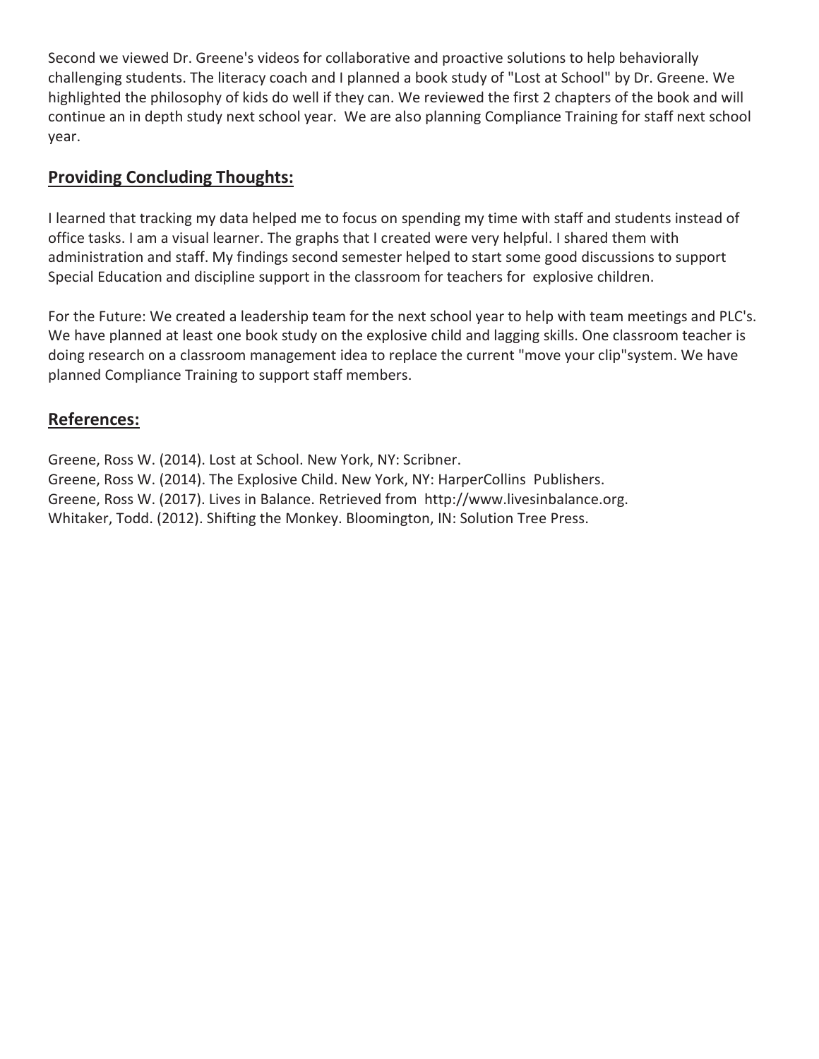Second we viewed Dr. Greene's videos for collaborative and proactive solutions to help behaviorally challenging students. The literacy coach and I planned a book study of "Lost at School" by Dr. Greene. We highlighted the philosophy of kids do well if they can. We reviewed the first 2 chapters of the book and will continue an in depth study next school year. We are also planning Compliance Training for staff next school year.

## Providing Concluding Thoughts:

I learned that tracking my data helped me to focus on spending my time with staff and students instead of office tasks. I am a visual learner. The graphs that I created were very helpful. I shared them with administration and staff. My findings second semester helped to start some good discussions to support Special Education and discipline support in the classroom for teachers for explosive children.

For the Future: We created a leadership team for the next school year to help with team meetings and PLC's. We have planned at least one book study on the explosive child and lagging skills. One classroom teacher is doing research on a classroom management idea to replace the current "move your clip"system. We have planned Compliance Training to support staff members.

## References:

Greene, Ross W. (2014). Lost at School. New York, NY: Scribner.
Greene, Ross W. (2014). The Explosive Child. New York, NY: HarperCollins Publishers.
Greene, Ross W. (2017). Lives in Balance. Retrieved from http://www.livesinbalance.org.
Whitaker, Todd. (2012). Shifting the Monkey. Bloomington, IN: Solution Tree Press.